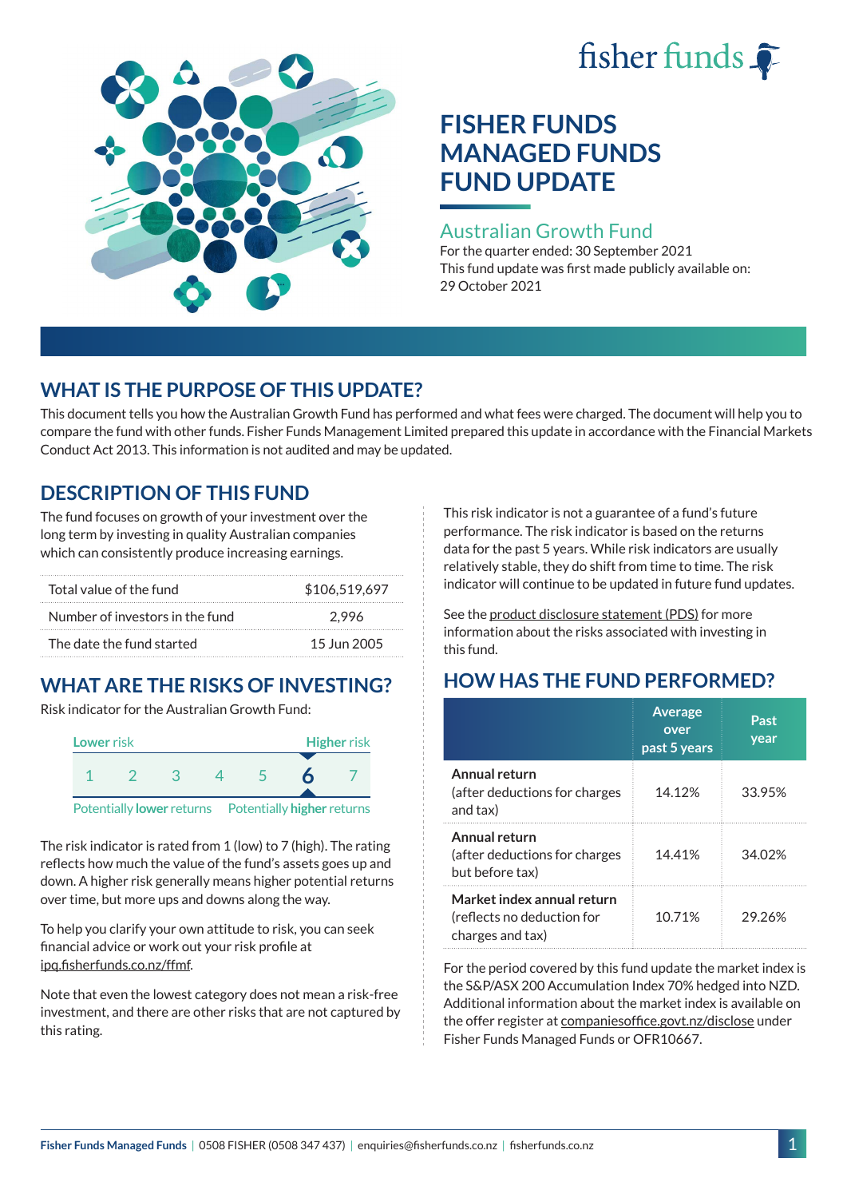fisher funds

# FISHER FUNDS MANAGED FUNDS FUND UPDATE

## Australian Growth Fund

For the quarter ended: 30 September 2021

This fund update was first made publicly available on: 29 October 2021

## WHAT IS THE PURPOSE OF THIS UPDATE?

This document tells you how the Australian Growth Fund has performed and what fees were charged. The document will help you to compare the fund with other funds. Fisher Funds Management Limited prepared this update in accordance with the Financial Markets Conduct Act 2013. This information is not audited and may be updated.

## DESCRIPTION OF THIS FUND

The fund focuses on growth of your investment over the long term by investing in quality Australian companies which can consistently produce increasing earnings.

| | |
|---|---|
| Total value of the fund | $106,519,697 |
| Number of investors in the fund | 2,996 |
| The date the fund started | 15 Jun 2005 |

## WHAT ARE THE RISKS OF INVESTING?

Risk indicator for the Australian Growth Fund:

Lower risk — Higher risk

1 2 3 4 5 **6** 7

Potentially **lower** returns — Potentially **higher** returns

The risk indicator is rated from 1 (low) to 7 (high). The rating reflects how much the value of the fund's assets goes up and down. A higher risk generally means higher potential returns over time, but more ups and downs along the way.

To help you clarify your own attitude to risk, you can seek financial advice or work out your risk profile at ipq.fisherfunds.co.nz/ffmf.

Note that even the lowest category does not mean a risk-free investment, and there are other risks that are not captured by this rating.

This risk indicator is not a guarantee of a fund's future performance. The risk indicator is based on the returns data for the past 5 years. While risk indicators are usually relatively stable, they do shift from time to time. The risk indicator will continue to be updated in future fund updates.

See the product disclosure statement (PDS) for more information about the risks associated with investing in this fund.

## HOW HAS THE FUND PERFORMED?

| | Average over past 5 years | Past year |
|---|---|---|
| **Annual return** (after deductions for charges and tax) | 14.12% | 33.95% |
| **Annual return** (after deductions for charges but before tax) | 14.41% | 34.02% |
| **Market index annual return** (reflects no deduction for charges and tax) | 10.71% | 29.26% |

For the period covered by this fund update the market index is the S&P/ASX 200 Accumulation Index 70% hedged into NZD. Additional information about the market index is available on the offer register at companiesoffice.govt.nz/disclose under Fisher Funds Managed Funds or OFR10667.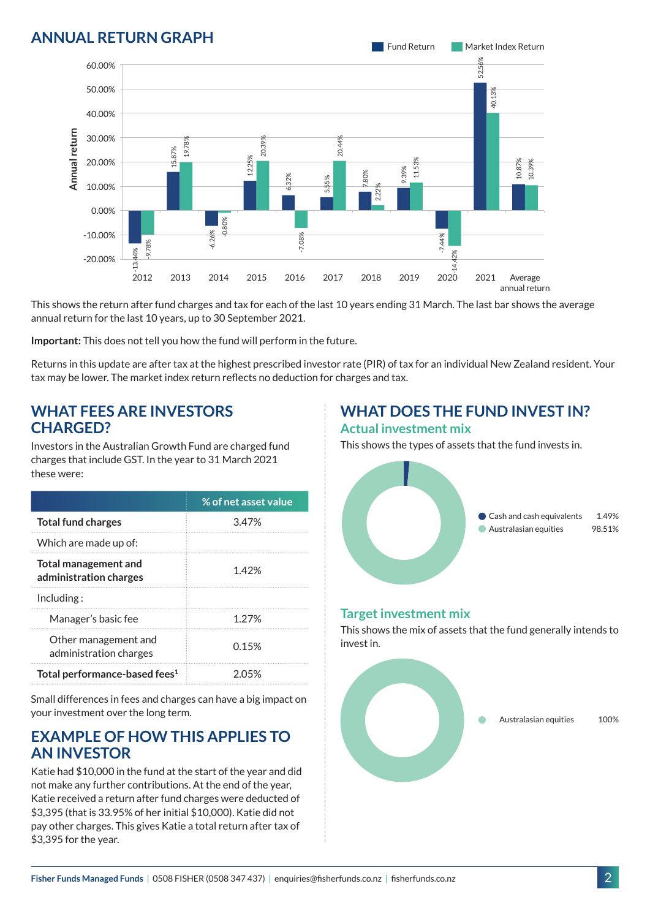## ANNUAL RETURN GRAPH

| Year | Fund Return | Market Index Return |
|---|---|---|
| 2012 | -13.44% | -9.78% |
| 2013 | 15.87% | 19.78% |
| 2014 | -6.26% | -0.80% |
| 2015 | 12.25% | 20.39% |
| 2016 | 6.32% | -7.08% |
| 2017 | 5.55% | 20.44% |
| 2018 | 7.80% | 2.22% |
| 2019 | 9.39% | 11.53% |
| 2020 | -7.44% | -14.42% |
| 2021 | 52.56% | 40.13% |
| Average annual return | 10.87% | 10.39% |

This shows the return after fund charges and tax for each of the last 10 years ending 31 March. The last bar shows the average annual return for the last 10 years, up to 30 September 2021.

**Important:** This does not tell you how the fund will perform in the future.

Returns in this update are after tax at the highest prescribed investor rate (PIR) of tax for an individual New Zealand resident. Your tax may be lower. The market index return reflects no deduction for charges and tax.

## WHAT FEES ARE INVESTORS CHARGED?

Investors in the Australian Growth Fund are charged fund charges that include GST. In the year to 31 March 2021 these were:

| | % of net asset value |
|---|---|
| **Total fund charges** | 3.47% |
| Which are made up of: | |
| **Total management and administration charges** | 1.42% |
| Including : | |
| Manager's basic fee | 1.27% |
| Other management and administration charges | 0.15% |
| **Total performance-based fees**[1] | 2.05% |

Small differences in fees and charges can have a big impact on your investment over the long term.

## EXAMPLE OF HOW THIS APPLIES TO AN INVESTOR

Katie had $10,000 in the fund at the start of the year and did not make any further contributions. At the end of the year, Katie received a return after fund charges were deducted of $3,395 (that is 33.95% of her initial $10,000). Katie did not pay other charges. This gives Katie a total return after tax of $3,395 for the year.

## WHAT DOES THE FUND INVEST IN?

### Actual investment mix

This shows the types of assets that the fund invests in.

| Asset | % |
|---|---|
| Cash and cash equivalents | 1.49% |
| Australasian equities | 98.51% |

### Target investment mix

This shows the mix of assets that the fund generally intends to invest in.

| Asset | % |
|---|---|
| Australasian equities | 100% |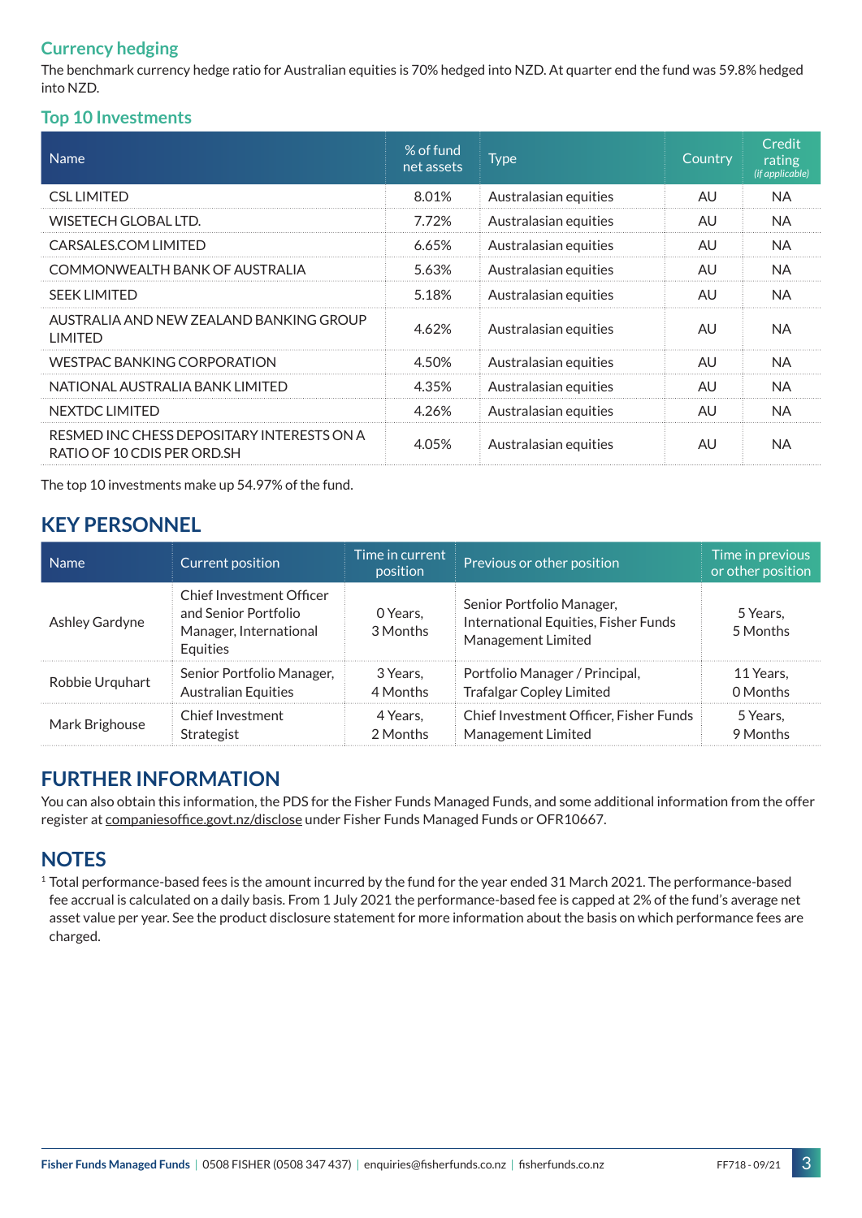## Currency hedging

The benchmark currency hedge ratio for Australian equities is 70% hedged into NZD. At quarter end the fund was 59.8% hedged into NZD.

## Top 10 Investments

| Name | % of fund net assets | Type | Country | Credit rating *(if applicable)* |
|---|---|---|---|---|
| CSL LIMITED | 8.01% | Australasian equities | AU | NA |
| WISETECH GLOBAL LTD. | 7.72% | Australasian equities | AU | NA |
| CARSALES.COM LIMITED | 6.65% | Australasian equities | AU | NA |
| COMMONWEALTH BANK OF AUSTRALIA | 5.63% | Australasian equities | AU | NA |
| SEEK LIMITED | 5.18% | Australasian equities | AU | NA |
| AUSTRALIA AND NEW ZEALAND BANKING GROUP LIMITED | 4.62% | Australasian equities | AU | NA |
| WESTPAC BANKING CORPORATION | 4.50% | Australasian equities | AU | NA |
| NATIONAL AUSTRALIA BANK LIMITED | 4.35% | Australasian equities | AU | NA |
| NEXTDC LIMITED | 4.26% | Australasian equities | AU | NA |
| RESMED INC CHESS DEPOSITARY INTERESTS ON A RATIO OF 10 CDIS PER ORD.SH | 4.05% | Australasian equities | AU | NA |

The top 10 investments make up 54.97% of the fund.

# KEY PERSONNEL

| Name | Current position | Time in current position | Previous or other position | Time in previous or other position |
|---|---|---|---|---|
| Ashley Gardyne | Chief Investment Officer and Senior Portfolio Manager, International Equities | 0 Years, 3 Months | Senior Portfolio Manager, International Equities, Fisher Funds Management Limited | 5 Years, 5 Months |
| Robbie Urquhart | Senior Portfolio Manager, Australian Equities | 3 Years, 4 Months | Portfolio Manager / Principal, Trafalgar Copley Limited | 11 Years, 0 Months |
| Mark Brighouse | Chief Investment Strategist | 4 Years, 2 Months | Chief Investment Officer, Fisher Funds Management Limited | 5 Years, 9 Months |

# FURTHER INFORMATION

You can also obtain this information, the PDS for the Fisher Funds Managed Funds, and some additional information from the offer register at companiesoffice.govt.nz/disclose under Fisher Funds Managed Funds or OFR10667.

# NOTES

[1] Total performance-based fees is the amount incurred by the fund for the year ended 31 March 2021. The performance-based fee accrual is calculated on a daily basis. From 1 July 2021 the performance-based fee is capped at 2% of the fund's average net asset value per year. See the product disclosure statement for more information about the basis on which performance fees are charged.